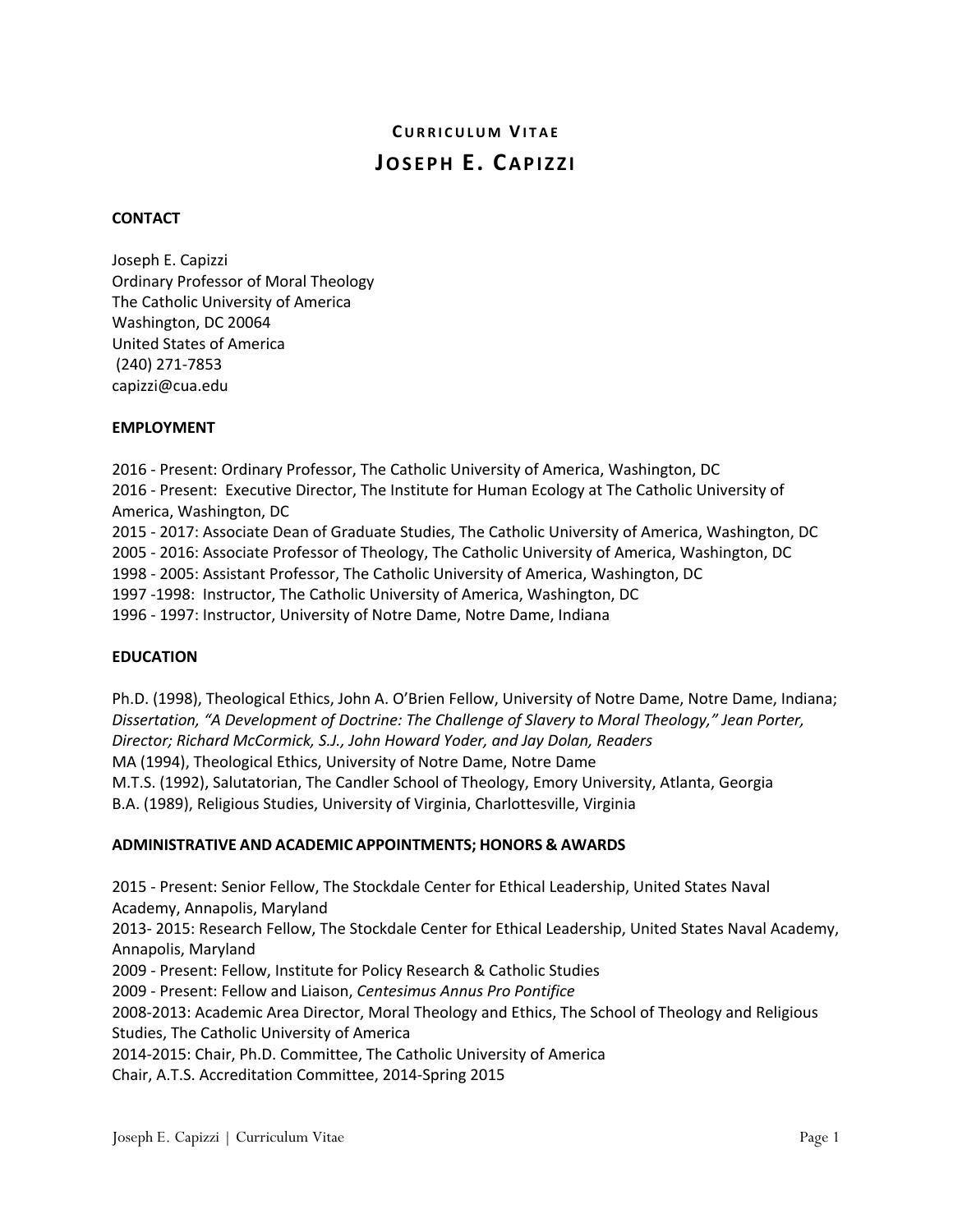# Curriculum Vitae

# Joseph E. Capizzi

## CONTACT

Joseph E. Capizzi
Ordinary Professor of Moral Theology
The Catholic University of America
Washington, DC 20064
United States of America
(240) 271-7853
capizzi@cua.edu

## EMPLOYMENT

2016 - Present: Ordinary Professor, The Catholic University of America, Washington, DC
2016 - Present: Executive Director, The Institute for Human Ecology at The Catholic University of America, Washington, DC
2015 - 2017: Associate Dean of Graduate Studies, The Catholic University of America, Washington, DC
2005 - 2016: Associate Professor of Theology, The Catholic University of America, Washington, DC
1998 - 2005: Assistant Professor, The Catholic University of America, Washington, DC
1997 -1998: Instructor, The Catholic University of America, Washington, DC
1996 - 1997: Instructor, University of Notre Dame, Notre Dame, Indiana

## EDUCATION

Ph.D. (1998), Theological Ethics, John A. O'Brien Fellow, University of Notre Dame, Notre Dame, Indiana; *Dissertation, "A Development of Doctrine: The Challenge of Slavery to Moral Theology," Jean Porter, Director; Richard McCormick, S.J., John Howard Yoder, and Jay Dolan, Readers*
MA (1994), Theological Ethics, University of Notre Dame, Notre Dame
M.T.S. (1992), Salutatorian, The Candler School of Theology, Emory University, Atlanta, Georgia
B.A. (1989), Religious Studies, University of Virginia, Charlottesville, Virginia

## ADMINISTRATIVE AND ACADEMIC APPOINTMENTS; HONORS & AWARDS

2015 - Present: Senior Fellow, The Stockdale Center for Ethical Leadership, United States Naval Academy, Annapolis, Maryland
2013- 2015: Research Fellow, The Stockdale Center for Ethical Leadership, United States Naval Academy, Annapolis, Maryland
2009 - Present: Fellow, Institute for Policy Research & Catholic Studies
2009 - Present: Fellow and Liaison, *Centesimus Annus Pro Pontifice*
2008-2013: Academic Area Director, Moral Theology and Ethics, The School of Theology and Religious Studies, The Catholic University of America
2014-2015: Chair, Ph.D. Committee, The Catholic University of America
Chair, A.T.S. Accreditation Committee, 2014-Spring 2015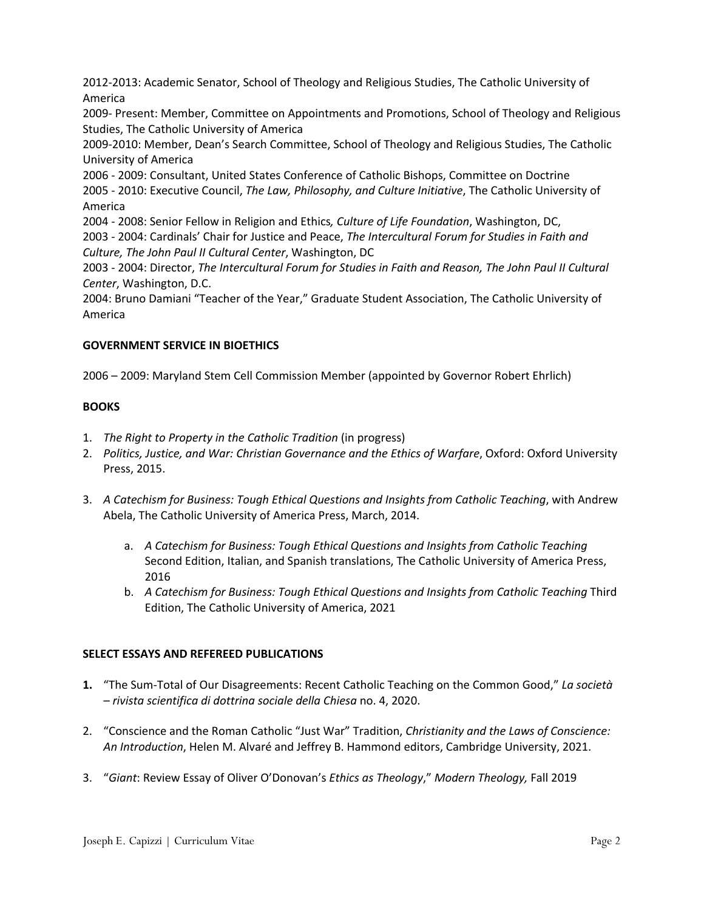2012-2013: Academic Senator, School of Theology and Religious Studies, The Catholic University of America

2009- Present: Member, Committee on Appointments and Promotions, School of Theology and Religious Studies, The Catholic University of America

2009-2010: Member, Dean's Search Committee, School of Theology and Religious Studies, The Catholic University of America

2006 - 2009: Consultant, United States Conference of Catholic Bishops, Committee on Doctrine

2005 - 2010: Executive Council, *The Law, Philosophy, and Culture Initiative*, The Catholic University of America

2004 - 2008: Senior Fellow in Religion and Ethics*, Culture of Life Foundation*, Washington, DC,

2003 - 2004: Cardinals' Chair for Justice and Peace, *The Intercultural Forum for Studies in Faith and Culture, The John Paul II Cultural Center*, Washington, DC

2003 - 2004: Director, *The Intercultural Forum for Studies in Faith and Reason, The John Paul II Cultural Center*, Washington, D.C.

2004: Bruno Damiani "Teacher of the Year," Graduate Student Association, The Catholic University of America

**GOVERNMENT SERVICE IN BIOETHICS**

2006 – 2009: Maryland Stem Cell Commission Member (appointed by Governor Robert Ehrlich)

**BOOKS**

1. *The Right to Property in the Catholic Tradition* (in progress)
2. *Politics, Justice, and War: Christian Governance and the Ethics of Warfare*, Oxford: Oxford University Press, 2015.
3. *A Catechism for Business: Tough Ethical Questions and Insights from Catholic Teaching*, with Andrew Abela, The Catholic University of America Press, March, 2014.
    a. *A Catechism for Business: Tough Ethical Questions and Insights from Catholic Teaching* Second Edition, Italian, and Spanish translations, The Catholic University of America Press, 2016
    b. *A Catechism for Business: Tough Ethical Questions and Insights from Catholic Teaching* Third Edition, The Catholic University of America, 2021

**SELECT ESSAYS AND REFEREED PUBLICATIONS**

**1.** "The Sum-Total of Our Disagreements: Recent Catholic Teaching on the Common Good," *La società – rivista scientifica di dottrina sociale della Chiesa* no. 4, 2020.

2. "Conscience and the Roman Catholic "Just War" Tradition, *Christianity and the Laws of Conscience: An Introduction*, Helen M. Alvaré and Jeffrey B. Hammond editors, Cambridge University, 2021.

3. "*Giant*: Review Essay of Oliver O'Donovan's *Ethics as Theology*," *Modern Theology,* Fall 2019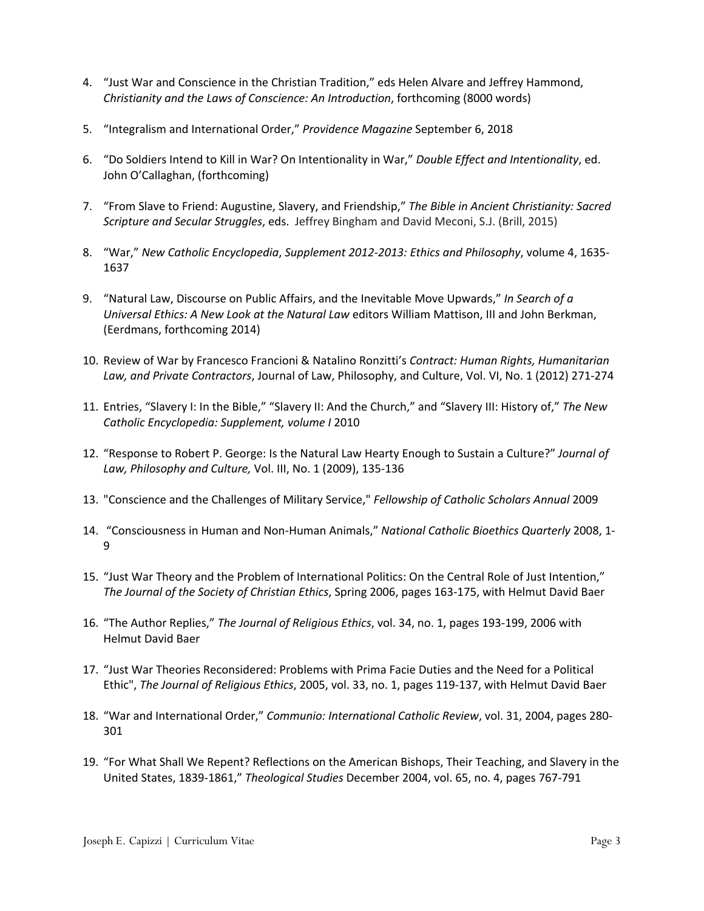4. “Just War and Conscience in the Christian Tradition,” eds Helen Alvare and Jeffrey Hammond, *Christianity and the Laws of Conscience: An Introduction*, forthcoming (8000 words)

5. “Integralism and International Order,” *Providence Magazine* September 6, 2018

6. “Do Soldiers Intend to Kill in War? On Intentionality in War,” *Double Effect and Intentionality*, ed. John O’Callaghan, (forthcoming)

7. “From Slave to Friend: Augustine, Slavery, and Friendship,” *The Bible in Ancient Christianity: Sacred Scripture and Secular Struggles*, eds. Jeffrey Bingham and David Meconi, S.J. (Brill, 2015)

8. “War,” *New Catholic Encyclopedia*, *Supplement 2012-2013: Ethics and Philosophy*, volume 4, 1635-1637

9. “Natural Law, Discourse on Public Affairs, and the Inevitable Move Upwards,” *In Search of a Universal Ethics: A New Look at the Natural Law* editors William Mattison, III and John Berkman, (Eerdmans, forthcoming 2014)

10. Review of War by Francesco Francioni & Natalino Ronzitti’s *Contract: Human Rights, Humanitarian Law, and Private Contractors*, Journal of Law, Philosophy, and Culture, Vol. VI, No. 1 (2012) 271-274

11. Entries, “Slavery I: In the Bible,” “Slavery II: And the Church,” and “Slavery III: History of,” *The New Catholic Encyclopedia: Supplement, volume I* 2010

12. “Response to Robert P. George: Is the Natural Law Hearty Enough to Sustain a Culture?” *Journal of Law, Philosophy and Culture,* Vol. III, No. 1 (2009), 135-136

13. "Conscience and the Challenges of Military Service," *Fellowship of Catholic Scholars Annual* 2009

14. “Consciousness in Human and Non-Human Animals,” *National Catholic Bioethics Quarterly* 2008, 1-9

15. “Just War Theory and the Problem of International Politics: On the Central Role of Just Intention,” *The Journal of the Society of Christian Ethics*, Spring 2006, pages 163-175, with Helmut David Baer

16. “The Author Replies,” *The Journal of Religious Ethics*, vol. 34, no. 1, pages 193-199, 2006 with Helmut David Baer

17. “Just War Theories Reconsidered: Problems with Prima Facie Duties and the Need for a Political Ethic", *The Journal of Religious Ethics*, 2005, vol. 33, no. 1, pages 119-137, with Helmut David Baer

18. “War and International Order,” *Communio: International Catholic Review*, vol. 31, 2004, pages 280-301

19. “For What Shall We Repent? Reflections on the American Bishops, Their Teaching, and Slavery in the United States, 1839-1861,” *Theological Studies* December 2004, vol. 65, no. 4, pages 767-791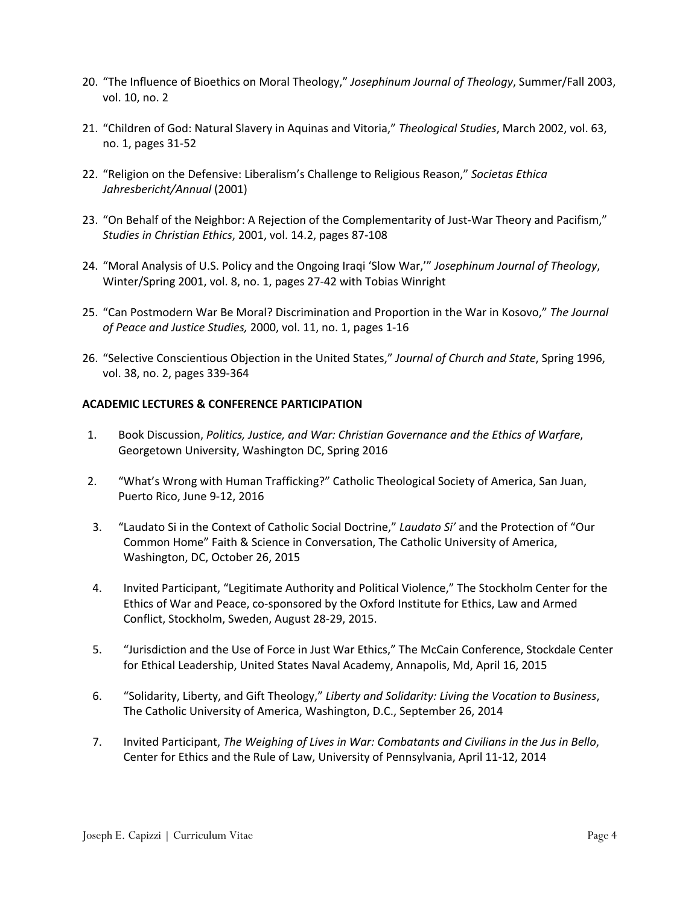20. "The Influence of Bioethics on Moral Theology," *Josephinum Journal of Theology*, Summer/Fall 2003, vol. 10, no. 2

21. "Children of God: Natural Slavery in Aquinas and Vitoria," *Theological Studies*, March 2002, vol. 63, no. 1, pages 31-52

22. "Religion on the Defensive: Liberalism's Challenge to Religious Reason," *Societas Ethica Jahresbericht/Annual* (2001)

23. "On Behalf of the Neighbor: A Rejection of the Complementarity of Just-War Theory and Pacifism," *Studies in Christian Ethics*, 2001, vol. 14.2, pages 87-108

24. "Moral Analysis of U.S. Policy and the Ongoing Iraqi 'Slow War,'" *Josephinum Journal of Theology*, Winter/Spring 2001, vol. 8, no. 1, pages 27-42 with Tobias Winright

25. "Can Postmodern War Be Moral? Discrimination and Proportion in the War in Kosovo," *The Journal of Peace and Justice Studies,* 2000, vol. 11, no. 1, pages 1-16

26. "Selective Conscientious Objection in the United States," *Journal of Church and State*, Spring 1996, vol. 38, no. 2, pages 339-364

**ACADEMIC LECTURES & CONFERENCE PARTICIPATION**

1. Book Discussion, *Politics, Justice, and War: Christian Governance and the Ethics of Warfare*, Georgetown University, Washington DC, Spring 2016

2. "What's Wrong with Human Trafficking?" Catholic Theological Society of America, San Juan, Puerto Rico, June 9-12, 2016

3. "Laudato Si in the Context of Catholic Social Doctrine," *Laudato Si'* and the Protection of "Our Common Home" Faith & Science in Conversation, The Catholic University of America, Washington, DC, October 26, 2015

4. Invited Participant, "Legitimate Authority and Political Violence," The Stockholm Center for the Ethics of War and Peace, co-sponsored by the Oxford Institute for Ethics, Law and Armed Conflict, Stockholm, Sweden, August 28-29, 2015.

5. "Jurisdiction and the Use of Force in Just War Ethics," The McCain Conference, Stockdale Center for Ethical Leadership, United States Naval Academy, Annapolis, Md, April 16, 2015

6. "Solidarity, Liberty, and Gift Theology," *Liberty and Solidarity: Living the Vocation to Business*, The Catholic University of America, Washington, D.C., September 26, 2014

7. Invited Participant, *The Weighing of Lives in War: Combatants and Civilians in the Jus in Bello*, Center for Ethics and the Rule of Law, University of Pennsylvania, April 11-12, 2014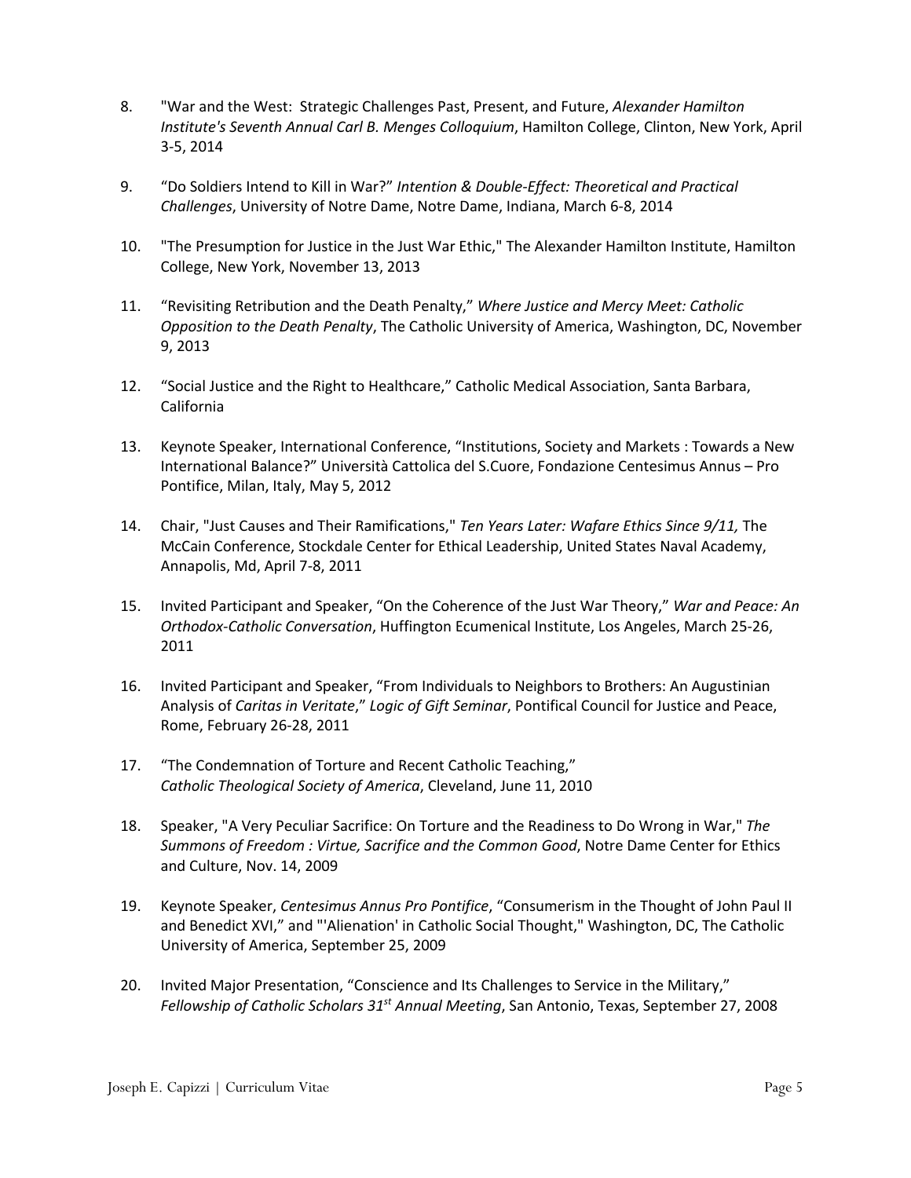8. "War and the West: Strategic Challenges Past, Present, and Future, *Alexander Hamilton Institute's Seventh Annual Carl B. Menges Colloquium*, Hamilton College, Clinton, New York, April 3-5, 2014

9. "Do Soldiers Intend to Kill in War?" *Intention & Double-Effect: Theoretical and Practical Challenges*, University of Notre Dame, Notre Dame, Indiana, March 6-8, 2014

10. "The Presumption for Justice in the Just War Ethic," The Alexander Hamilton Institute, Hamilton College, New York, November 13, 2013

11. "Revisiting Retribution and the Death Penalty," *Where Justice and Mercy Meet: Catholic Opposition to the Death Penalty*, The Catholic University of America, Washington, DC, November 9, 2013

12. "Social Justice and the Right to Healthcare," Catholic Medical Association, Santa Barbara, California

13. Keynote Speaker, International Conference, "Institutions, Society and Markets : Towards a New International Balance?" Università Cattolica del S.Cuore, Fondazione Centesimus Annus – Pro Pontifice, Milan, Italy, May 5, 2012

14. Chair, "Just Causes and Their Ramifications," *Ten Years Later: Wafare Ethics Since 9/11,* The McCain Conference, Stockdale Center for Ethical Leadership, United States Naval Academy, Annapolis, Md, April 7-8, 2011

15. Invited Participant and Speaker, "On the Coherence of the Just War Theory," *War and Peace: An Orthodox-Catholic Conversation*, Huffington Ecumenical Institute, Los Angeles, March 25-26, 2011

16. Invited Participant and Speaker, "From Individuals to Neighbors to Brothers: An Augustinian Analysis of *Caritas in Veritate*," *Logic of Gift Seminar*, Pontifical Council for Justice and Peace, Rome, February 26-28, 2011

17. "The Condemnation of Torture and Recent Catholic Teaching," *Catholic Theological Society of America*, Cleveland, June 11, 2010

18. Speaker, "A Very Peculiar Sacrifice: On Torture and the Readiness to Do Wrong in War," *The Summons of Freedom : Virtue, Sacrifice and the Common Good*, Notre Dame Center for Ethics and Culture, Nov. 14, 2009

19. Keynote Speaker, *Centesimus Annus Pro Pontifice*, "Consumerism in the Thought of John Paul II and Benedict XVI," and "'Alienation' in Catholic Social Thought," Washington, DC, The Catholic University of America, September 25, 2009

20. Invited Major Presentation, "Conscience and Its Challenges to Service in the Military," *Fellowship of Catholic Scholars 31st Annual Meeting*, San Antonio, Texas, September 27, 2008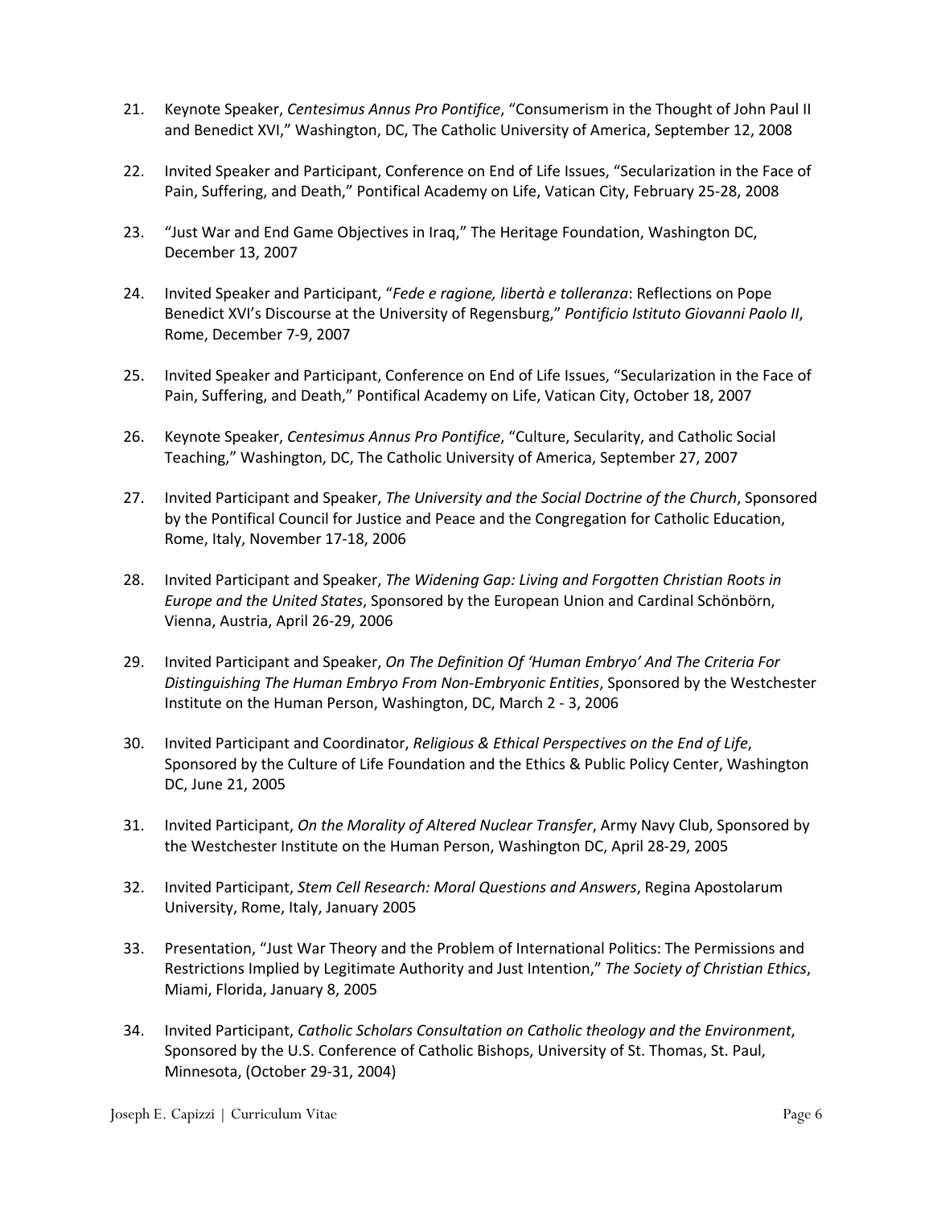21. Keynote Speaker, *Centesimus Annus Pro Pontifice*, "Consumerism in the Thought of John Paul II and Benedict XVI," Washington, DC, The Catholic University of America, September 12, 2008

22. Invited Speaker and Participant, Conference on End of Life Issues, "Secularization in the Face of Pain, Suffering, and Death," Pontifical Academy on Life, Vatican City, February 25-28, 2008

23. "Just War and End Game Objectives in Iraq," The Heritage Foundation, Washington DC, December 13, 2007

24. Invited Speaker and Participant, "*Fede e ragione, libertà e tolleranza*: Reflections on Pope Benedict XVI's Discourse at the University of Regensburg," *Pontificio Istituto Giovanni Paolo II*, Rome, December 7-9, 2007

25. Invited Speaker and Participant, Conference on End of Life Issues, "Secularization in the Face of Pain, Suffering, and Death," Pontifical Academy on Life, Vatican City, October 18, 2007

26. Keynote Speaker, *Centesimus Annus Pro Pontifice*, "Culture, Secularity, and Catholic Social Teaching," Washington, DC, The Catholic University of America, September 27, 2007

27. Invited Participant and Speaker, *The University and the Social Doctrine of the Church*, Sponsored by the Pontifical Council for Justice and Peace and the Congregation for Catholic Education, Rome, Italy, November 17-18, 2006

28. Invited Participant and Speaker, *The Widening Gap: Living and Forgotten Christian Roots in Europe and the United States*, Sponsored by the European Union and Cardinal Schönbörn, Vienna, Austria, April 26-29, 2006

29. Invited Participant and Speaker, *On The Definition Of 'Human Embryo' And The Criteria For Distinguishing The Human Embryo From Non-Embryonic Entities*, Sponsored by the Westchester Institute on the Human Person, Washington, DC, March 2 - 3, 2006

30. Invited Participant and Coordinator, *Religious & Ethical Perspectives on the End of Life*, Sponsored by the Culture of Life Foundation and the Ethics & Public Policy Center, Washington DC, June 21, 2005

31. Invited Participant, *On the Morality of Altered Nuclear Transfer*, Army Navy Club, Sponsored by the Westchester Institute on the Human Person, Washington DC, April 28-29, 2005

32. Invited Participant, *Stem Cell Research: Moral Questions and Answers*, Regina Apostolarum University, Rome, Italy, January 2005

33. Presentation, "Just War Theory and the Problem of International Politics: The Permissions and Restrictions Implied by Legitimate Authority and Just Intention," *The Society of Christian Ethics*, Miami, Florida, January 8, 2005

34. Invited Participant, *Catholic Scholars Consultation on Catholic theology and the Environment*, Sponsored by the U.S. Conference of Catholic Bishops, University of St. Thomas, St. Paul, Minnesota, (October 29-31, 2004)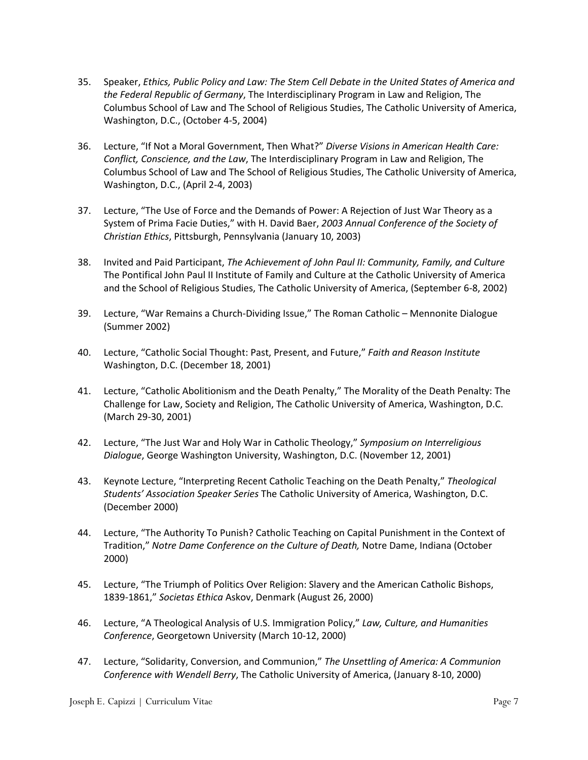35. Speaker, *Ethics, Public Policy and Law: The Stem Cell Debate in the United States of America and the Federal Republic of Germany*, The Interdisciplinary Program in Law and Religion, The Columbus School of Law and The School of Religious Studies, The Catholic University of America, Washington, D.C., (October 4-5, 2004)

36. Lecture, "If Not a Moral Government, Then What?" *Diverse Visions in American Health Care: Conflict, Conscience, and the Law*, The Interdisciplinary Program in Law and Religion, The Columbus School of Law and The School of Religious Studies, The Catholic University of America, Washington, D.C., (April 2-4, 2003)

37. Lecture, "The Use of Force and the Demands of Power: A Rejection of Just War Theory as a System of Prima Facie Duties," with H. David Baer, *2003 Annual Conference of the Society of Christian Ethics*, Pittsburgh, Pennsylvania (January 10, 2003)

38. Invited and Paid Participant, *The Achievement of John Paul II: Community, Family, and Culture* The Pontifical John Paul II Institute of Family and Culture at the Catholic University of America and the School of Religious Studies, The Catholic University of America, (September 6-8, 2002)

39. Lecture, "War Remains a Church-Dividing Issue," The Roman Catholic – Mennonite Dialogue (Summer 2002)

40. Lecture, "Catholic Social Thought: Past, Present, and Future," *Faith and Reason Institute* Washington, D.C. (December 18, 2001)

41. Lecture, "Catholic Abolitionism and the Death Penalty," The Morality of the Death Penalty: The Challenge for Law, Society and Religion, The Catholic University of America, Washington, D.C. (March 29-30, 2001)

42. Lecture, "The Just War and Holy War in Catholic Theology," *Symposium on Interreligious Dialogue*, George Washington University, Washington, D.C. (November 12, 2001)

43. Keynote Lecture, "Interpreting Recent Catholic Teaching on the Death Penalty," *Theological Students' Association Speaker Series* The Catholic University of America, Washington, D.C. (December 2000)

44. Lecture, "The Authority To Punish? Catholic Teaching on Capital Punishment in the Context of Tradition," *Notre Dame Conference on the Culture of Death,* Notre Dame, Indiana (October 2000)

45. Lecture, "The Triumph of Politics Over Religion: Slavery and the American Catholic Bishops, 1839-1861," *Societas Ethica* Askov, Denmark (August 26, 2000)

46. Lecture, "A Theological Analysis of U.S. Immigration Policy," *Law, Culture, and Humanities Conference*, Georgetown University (March 10-12, 2000)

47. Lecture, "Solidarity, Conversion, and Communion," *The Unsettling of America: A Communion Conference with Wendell Berry*, The Catholic University of America, (January 8-10, 2000)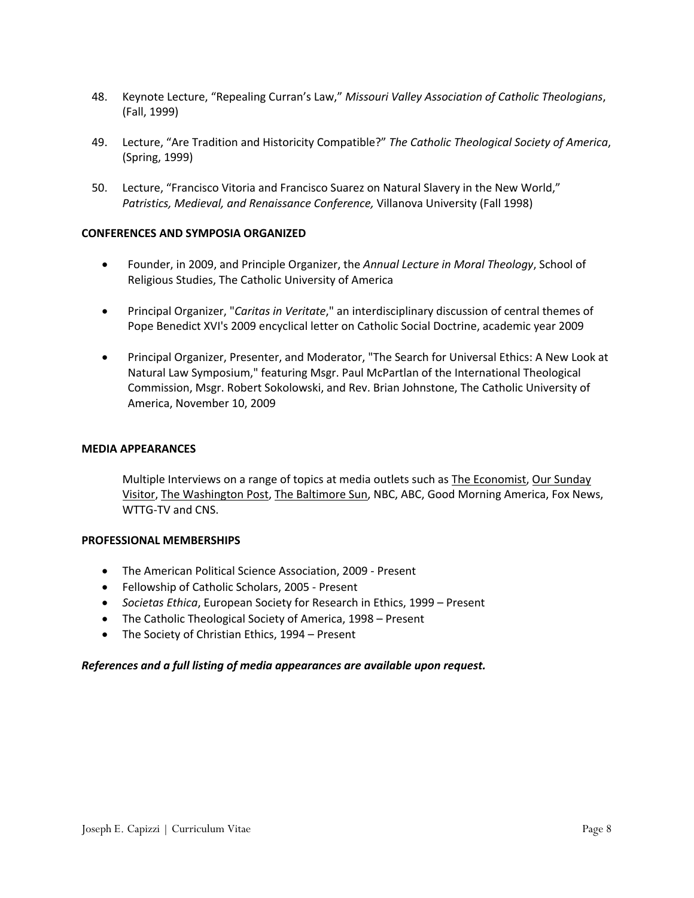48. Keynote Lecture, "Repealing Curran's Law," *Missouri Valley Association of Catholic Theologians*, (Fall, 1999)

49. Lecture, "Are Tradition and Historicity Compatible?" *The Catholic Theological Society of America*, (Spring, 1999)

50. Lecture, "Francisco Vitoria and Francisco Suarez on Natural Slavery in the New World," *Patristics, Medieval, and Renaissance Conference,* Villanova University (Fall 1998)

**CONFERENCES AND SYMPOSIA ORGANIZED**

- Founder, in 2009, and Principle Organizer, the *Annual Lecture in Moral Theology*, School of Religious Studies, The Catholic University of America

- Principal Organizer, "*Caritas in Veritate*," an interdisciplinary discussion of central themes of Pope Benedict XVI's 2009 encyclical letter on Catholic Social Doctrine, academic year 2009

- Principal Organizer, Presenter, and Moderator, "The Search for Universal Ethics: A New Look at Natural Law Symposium," featuring Msgr. Paul McPartlan of the International Theological Commission, Msgr. Robert Sokolowski, and Rev. Brian Johnstone, The Catholic University of America, November 10, 2009

**MEDIA APPEARANCES**

Multiple Interviews on a range of topics at media outlets such as The Economist, Our Sunday Visitor, The Washington Post, The Baltimore Sun, NBC, ABC, Good Morning America, Fox News, WTTG-TV and CNS.

**PROFESSIONAL MEMBERSHIPS**

- The American Political Science Association, 2009 - Present
- Fellowship of Catholic Scholars, 2005 - Present
- *Societas Ethica*, European Society for Research in Ethics, 1999 – Present
- The Catholic Theological Society of America, 1998 – Present
- The Society of Christian Ethics, 1994 – Present

***References and a full listing of media appearances are available upon request.***